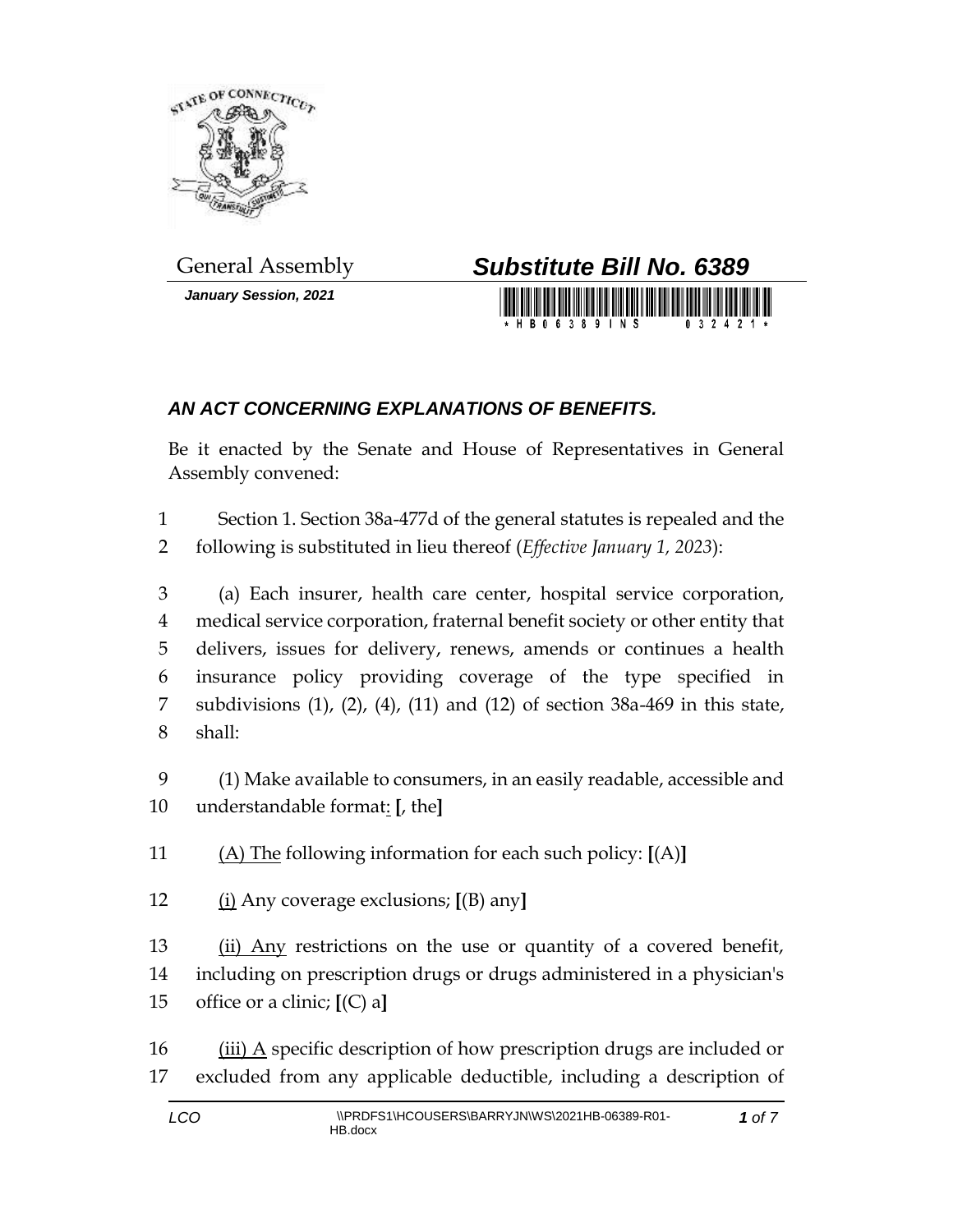General Assembly

***Substitute Bill No. 6389***

***January Session, 2021***

## *AN ACT CONCERNING EXPLANATIONS OF BENEFITS.*

Be it enacted by the Senate and House of Representatives in General Assembly convened:

1 Section 1. Section 38a-477d of the general statutes is repealed and the
2 following is substituted in lieu thereof (*Effective January 1, 2023*):

3 (a) Each insurer, health care center, hospital service corporation,
4 medical service corporation, fraternal benefit society or other entity that
5 delivers, issues for delivery, renews, amends or continues a health
6 insurance policy providing coverage of the type specified in
7 subdivisions (1), (2), (4), (11) and (12) of section 38a-469 in this state,
8 shall:

9 (1) Make available to consumers, in an easily readable, accessible and
10 understandable format: **[**, the**]**

11 (A) The following information for each such policy: **[**(A)**]**

12 (i) Any coverage exclusions; **[**(B) any**]**

13 (ii) Any restrictions on the use or quantity of a covered benefit,
14 including on prescription drugs or drugs administered in a physician's
15 office or a clinic; **[**(C) a**]**

16 (iii) A specific description of how prescription drugs are included or
17 excluded from any applicable deductible, including a description of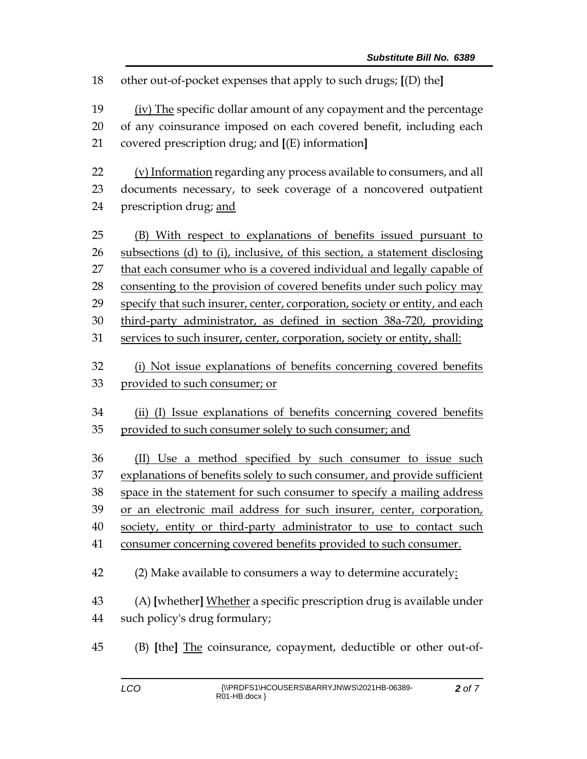18 other out-of-pocket expenses that apply to such drugs; [(D) the]

19 (iv) The specific dollar amount of any copayment and the percentage
20 of any coinsurance imposed on each covered benefit, including each
21 covered prescription drug; and [(E) information]

22 (v) Information regarding any process available to consumers, and all
23 documents necessary, to seek coverage of a noncovered outpatient
24 prescription drug; and

25 (B) With respect to explanations of benefits issued pursuant to
26 subsections (d) to (i), inclusive, of this section, a statement disclosing
27 that each consumer who is a covered individual and legally capable of
28 consenting to the provision of covered benefits under such policy may
29 specify that such insurer, center, corporation, society or entity, and each
30 third-party administrator, as defined in section 38a-720, providing
31 services to such insurer, center, corporation, society or entity, shall:

32 (i) Not issue explanations of benefits concerning covered benefits
33 provided to such consumer; or

34 (ii) (I) Issue explanations of benefits concerning covered benefits
35 provided to such consumer solely to such consumer; and

36 (II) Use a method specified by such consumer to issue such
37 explanations of benefits solely to such consumer, and provide sufficient
38 space in the statement for such consumer to specify a mailing address
39 or an electronic mail address for such insurer, center, corporation,
40 society, entity or third-party administrator to use to contact such
41 consumer concerning covered benefits provided to such consumer.

42 (2) Make available to consumers a way to determine accurately:

43 (A) [whether] Whether a specific prescription drug is available under
44 such policy's drug formulary;

45 (B) [the] The coinsurance, copayment, deductible or other out-of-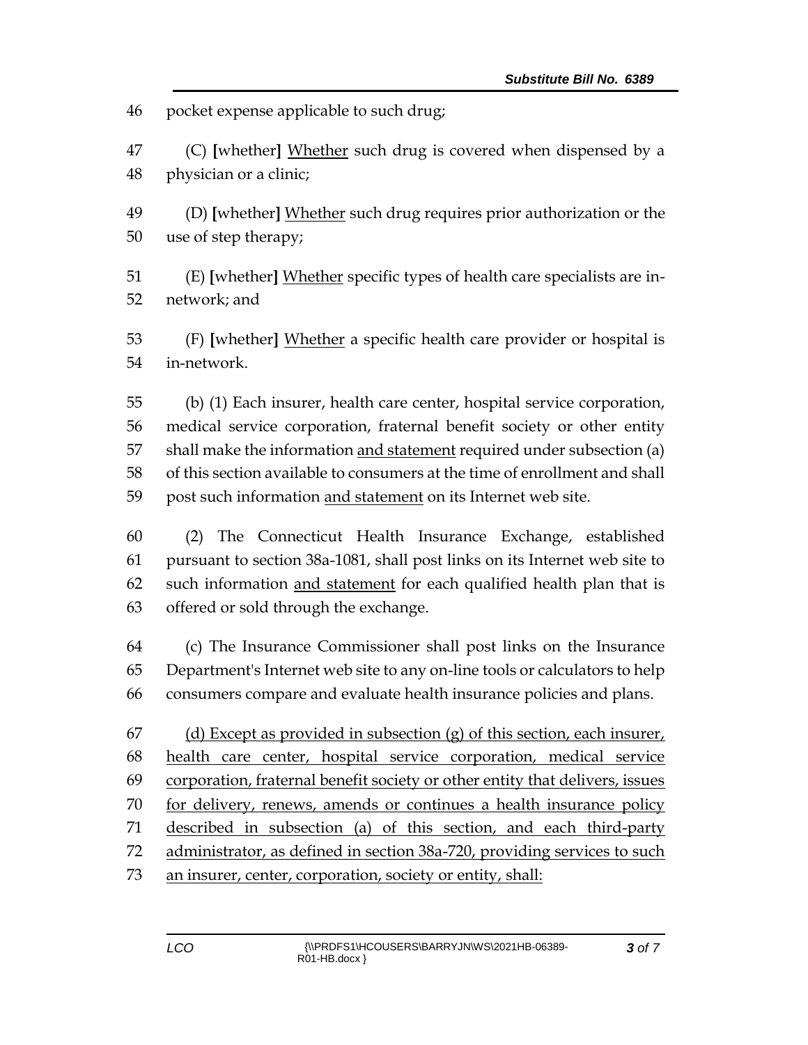pocket expense applicable to such drug;

(C) [whether] <u>Whether</u> such drug is covered when dispensed by a physician or a clinic;

(D) [whether] <u>Whether</u> such drug requires prior authorization or the use of step therapy;

(E) [whether] <u>Whether</u> specific types of health care specialists are in-network; and

(F) [whether] <u>Whether</u> a specific health care provider or hospital is in-network.

(b) (1) Each insurer, health care center, hospital service corporation, medical service corporation, fraternal benefit society or other entity shall make the information <u>and statement</u> required under subsection (a) of this section available to consumers at the time of enrollment and shall post such information <u>and statement</u> on its Internet web site.

(2) The Connecticut Health Insurance Exchange, established pursuant to section 38a-1081, shall post links on its Internet web site to such information <u>and statement</u> for each qualified health plan that is offered or sold through the exchange.

(c) The Insurance Commissioner shall post links on the Insurance Department's Internet web site to any on-line tools or calculators to help consumers compare and evaluate health insurance policies and plans.

<u>(d) Except as provided in subsection (g) of this section, each insurer, health care center, hospital service corporation, medical service corporation, fraternal benefit society or other entity that delivers, issues for delivery, renews, amends or continues a health insurance policy described in subsection (a) of this section, and each third-party administrator, as defined in section 38a-720, providing services to such an insurer, center, corporation, society or entity, shall:</u>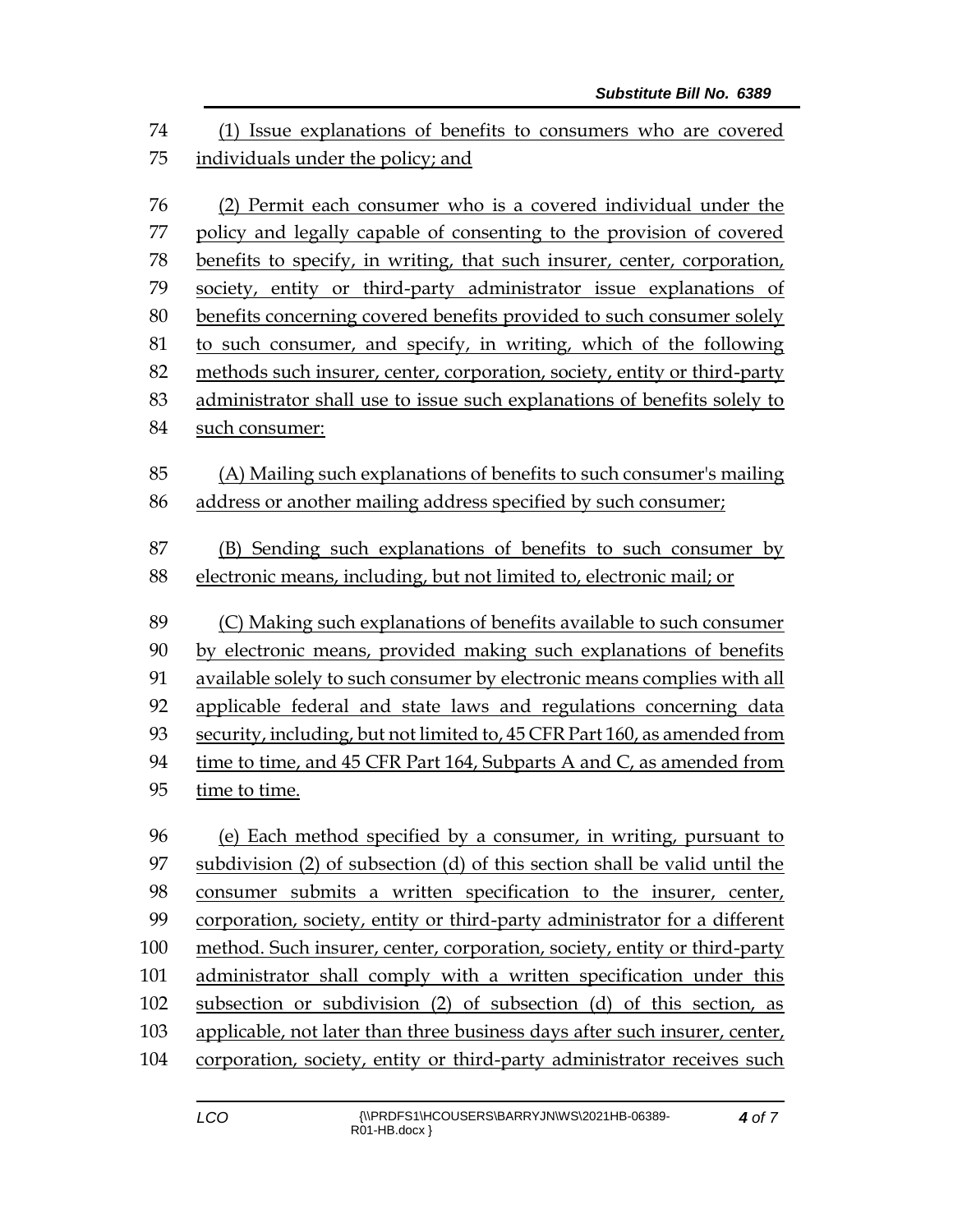(1) Issue explanations of benefits to consumers who are covered individuals under the policy; and

(2) Permit each consumer who is a covered individual under the policy and legally capable of consenting to the provision of covered benefits to specify, in writing, that such insurer, center, corporation, society, entity or third-party administrator issue explanations of benefits concerning covered benefits provided to such consumer solely to such consumer, and specify, in writing, which of the following methods such insurer, center, corporation, society, entity or third-party administrator shall use to issue such explanations of benefits solely to such consumer:

(A) Mailing such explanations of benefits to such consumer's mailing address or another mailing address specified by such consumer;

(B) Sending such explanations of benefits to such consumer by electronic means, including, but not limited to, electronic mail; or

(C) Making such explanations of benefits available to such consumer by electronic means, provided making such explanations of benefits available solely to such consumer by electronic means complies with all applicable federal and state laws and regulations concerning data security, including, but not limited to, 45 CFR Part 160, as amended from time to time, and 45 CFR Part 164, Subparts A and C, as amended from time to time.

(e) Each method specified by a consumer, in writing, pursuant to subdivision (2) of subsection (d) of this section shall be valid until the consumer submits a written specification to the insurer, center, corporation, society, entity or third-party administrator for a different method. Such insurer, center, corporation, society, entity or third-party administrator shall comply with a written specification under this subsection or subdivision (2) of subsection (d) of this section, as applicable, not later than three business days after such insurer, center, corporation, society, entity or third-party administrator receives such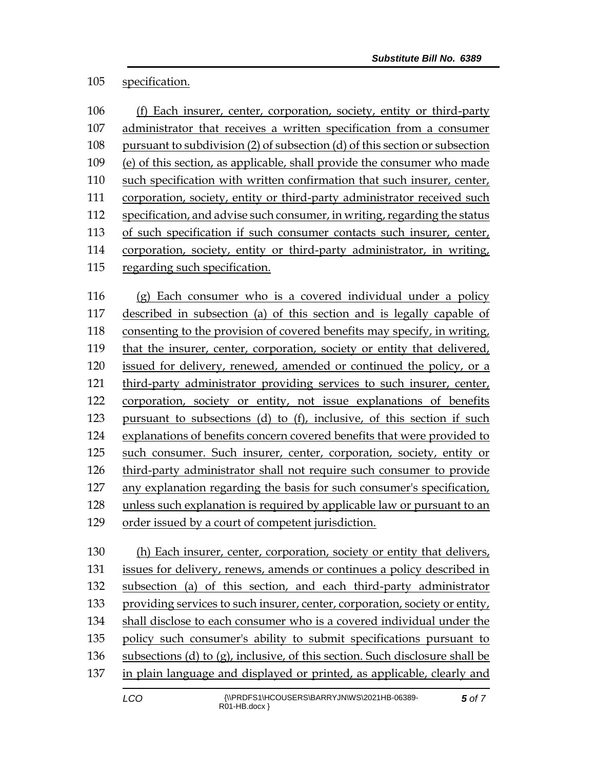specification.

(f) Each insurer, center, corporation, society, entity or third-party administrator that receives a written specification from a consumer pursuant to subdivision (2) of subsection (d) of this section or subsection (e) of this section, as applicable, shall provide the consumer who made such specification with written confirmation that such insurer, center, corporation, society, entity or third-party administrator received such specification, and advise such consumer, in writing, regarding the status of such specification if such consumer contacts such insurer, center, corporation, society, entity or third-party administrator, in writing, regarding such specification.

(g) Each consumer who is a covered individual under a policy described in subsection (a) of this section and is legally capable of consenting to the provision of covered benefits may specify, in writing, that the insurer, center, corporation, society or entity that delivered, issued for delivery, renewed, amended or continued the policy, or a third-party administrator providing services to such insurer, center, corporation, society or entity, not issue explanations of benefits pursuant to subsections (d) to (f), inclusive, of this section if such explanations of benefits concern covered benefits that were provided to such consumer. Such insurer, center, corporation, society, entity or third-party administrator shall not require such consumer to provide any explanation regarding the basis for such consumer's specification, unless such explanation is required by applicable law or pursuant to an order issued by a court of competent jurisdiction.

(h) Each insurer, center, corporation, society or entity that delivers, issues for delivery, renews, amends or continues a policy described in subsection (a) of this section, and each third-party administrator providing services to such insurer, center, corporation, society or entity, shall disclose to each consumer who is a covered individual under the policy such consumer's ability to submit specifications pursuant to subsections (d) to (g), inclusive, of this section. Such disclosure shall be in plain language and displayed or printed, as applicable, clearly and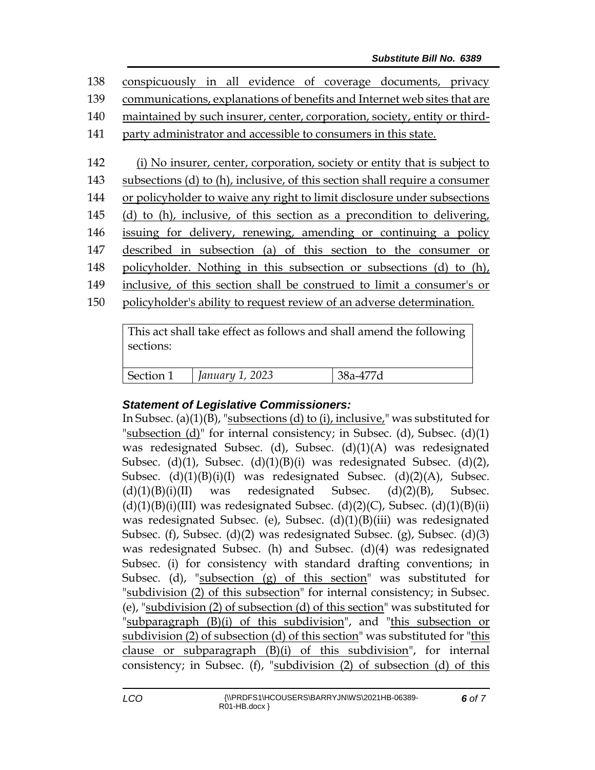138 conspicuously in all evidence of coverage documents, privacy
139 communications, explanations of benefits and Internet web sites that are
140 maintained by such insurer, center, corporation, society, entity or third-
141 party administrator and accessible to consumers in this state.

142 (i) No insurer, center, corporation, society or entity that is subject to
143 subsections (d) to (h), inclusive, of this section shall require a consumer
144 or policyholder to waive any right to limit disclosure under subsections
145 (d) to (h), inclusive, of this section as a precondition to delivering,
146 issuing for delivery, renewing, amending or continuing a policy
147 described in subsection (a) of this section to the consumer or
148 policyholder. Nothing in this subsection or subsections (d) to (h),
149 inclusive, of this section shall be construed to limit a consumer's or
150 policyholder's ability to request review of an adverse determination.

| This act shall take effect as follows and shall amend the following sections: | | |
|---|---|---|
| Section 1 | *January 1, 2023* | 38a-477d |

### *Statement of Legislative Commissioners:*

In Subsec. (a)(1)(B), "subsections (d) to (i), inclusive," was substituted for "subsection (d)" for internal consistency; in Subsec. (d), Subsec. (d)(1) was redesignated Subsec. (d), Subsec. (d)(1)(A) was redesignated Subsec. (d)(1), Subsec. (d)(1)(B)(i) was redesignated Subsec. (d)(2), Subsec. (d)(1)(B)(i)(I) was redesignated Subsec. (d)(2)(A), Subsec. (d)(1)(B)(i)(II) was redesignated Subsec. (d)(2)(B), Subsec. (d)(1)(B)(i)(III) was redesignated Subsec. (d)(2)(C), Subsec. (d)(1)(B)(ii) was redesignated Subsec. (e), Subsec. (d)(1)(B)(iii) was redesignated Subsec. (f), Subsec. (d)(2) was redesignated Subsec. (g), Subsec. (d)(3) was redesignated Subsec. (h) and Subsec. (d)(4) was redesignated Subsec. (i) for consistency with standard drafting conventions; in Subsec. (d), "subsection (g) of this section" was substituted for "subdivision (2) of this subsection" for internal consistency; in Subsec. (e), "subdivision (2) of subsection (d) of this section" was substituted for "subparagraph (B)(i) of this subdivision", and "this subsection or subdivision (2) of subsection (d) of this section" was substituted for "this clause or subparagraph (B)(i) of this subdivision", for internal consistency; in Subsec. (f), "subdivision (2) of subsection (d) of this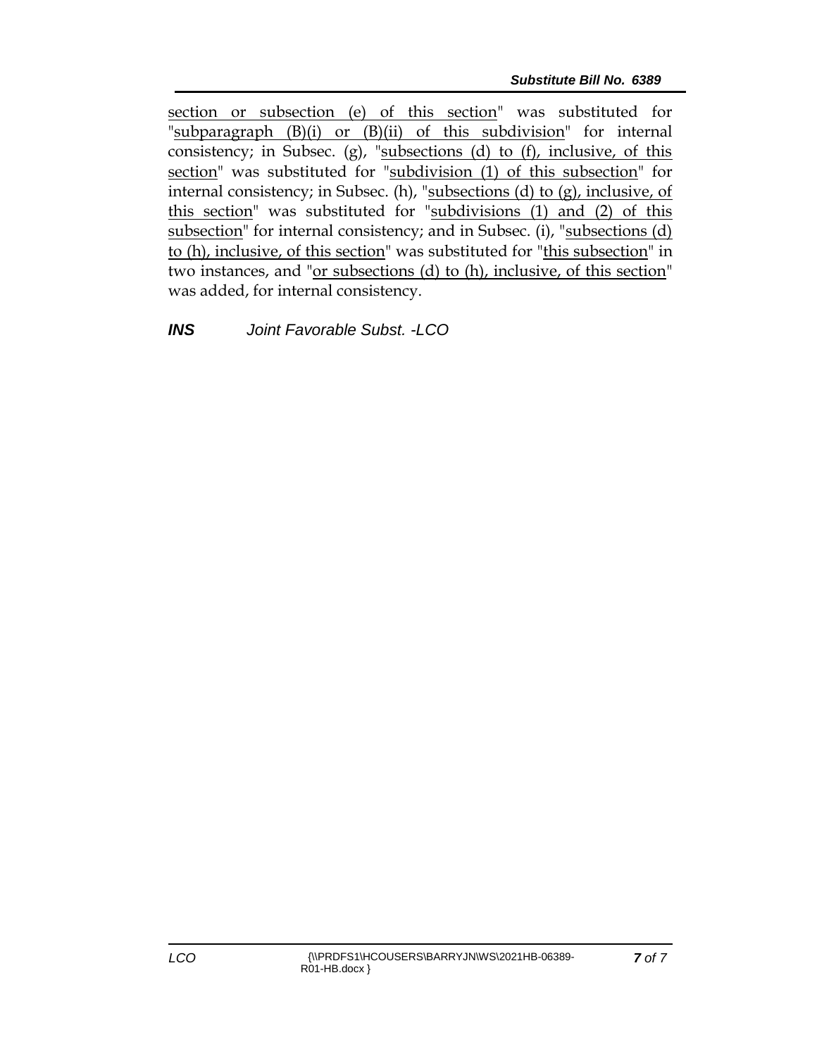<u>section or subsection (e) of this section</u>" was substituted for "<u>subparagraph (B)(i) or (B)(ii) of this subdivision</u>" for internal consistency; in Subsec. (g), "<u>subsections (d) to (f), inclusive, of this section</u>" was substituted for "<u>subdivision (1) of this subsection</u>" for internal consistency; in Subsec. (h), "<u>subsections (d) to (g), inclusive, of this section</u>" was substituted for "<u>subdivisions (1) and (2) of this subsection</u>" for internal consistency; and in Subsec. (i), "<u>subsections (d) to (h), inclusive, of this section</u>" was substituted for "<u>this subsection</u>" in two instances, and "<u>or subsections (d) to (h), inclusive, of this section</u>" was added, for internal consistency.

***INS*** *Joint Favorable Subst. -LCO*